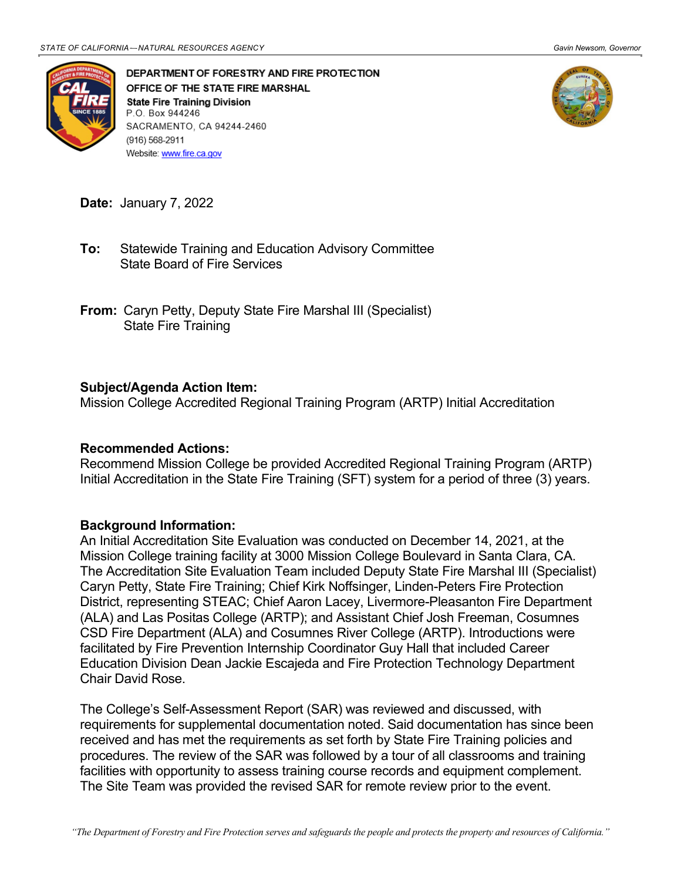STATE OF CALIFORNIA—NATURAL RESOURCES AGENCY — Gavin Newsom, Governor

**DEPARTMENT OF FORESTRY AND FIRE PROTECTION**
**OFFICE OF THE STATE FIRE MARSHAL**
**State Fire Training Division**
P.O. Box 944246
SACRAMENTO, CA 94244-2460
(916) 568-2911
Website: www.fire.ca.gov

**Date:** January 7, 2022

**To:** Statewide Training and Education Advisory Committee
State Board of Fire Services

**From:** Caryn Petty, Deputy State Fire Marshal III (Specialist)
State Fire Training

**Subject/Agenda Action Item:**
Mission College Accredited Regional Training Program (ARTP) Initial Accreditation

**Recommended Actions:**
Recommend Mission College be provided Accredited Regional Training Program (ARTP) Initial Accreditation in the State Fire Training (SFT) system for a period of three (3) years.

**Background Information:**
An Initial Accreditation Site Evaluation was conducted on December 14, 2021, at the Mission College training facility at 3000 Mission College Boulevard in Santa Clara, CA. The Accreditation Site Evaluation Team included Deputy State Fire Marshal III (Specialist) Caryn Petty, State Fire Training; Chief Kirk Noffsinger, Linden-Peters Fire Protection District, representing STEAC; Chief Aaron Lacey, Livermore-Pleasanton Fire Department (ALA) and Las Positas College (ARTP); and Assistant Chief Josh Freeman, Cosumnes CSD Fire Department (ALA) and Cosumnes River College (ARTP). Introductions were facilitated by Fire Prevention Internship Coordinator Guy Hall that included Career Education Division Dean Jackie Escajeda and Fire Protection Technology Department Chair David Rose.

The College's Self-Assessment Report (SAR) was reviewed and discussed, with requirements for supplemental documentation noted. Said documentation has since been received and has met the requirements as set forth by State Fire Training policies and procedures. The review of the SAR was followed by a tour of all classrooms and training facilities with opportunity to assess training course records and equipment complement. The Site Team was provided the revised SAR for remote review prior to the event.

*"The Department of Forestry and Fire Protection serves and safeguards the people and protects the property and resources of California."*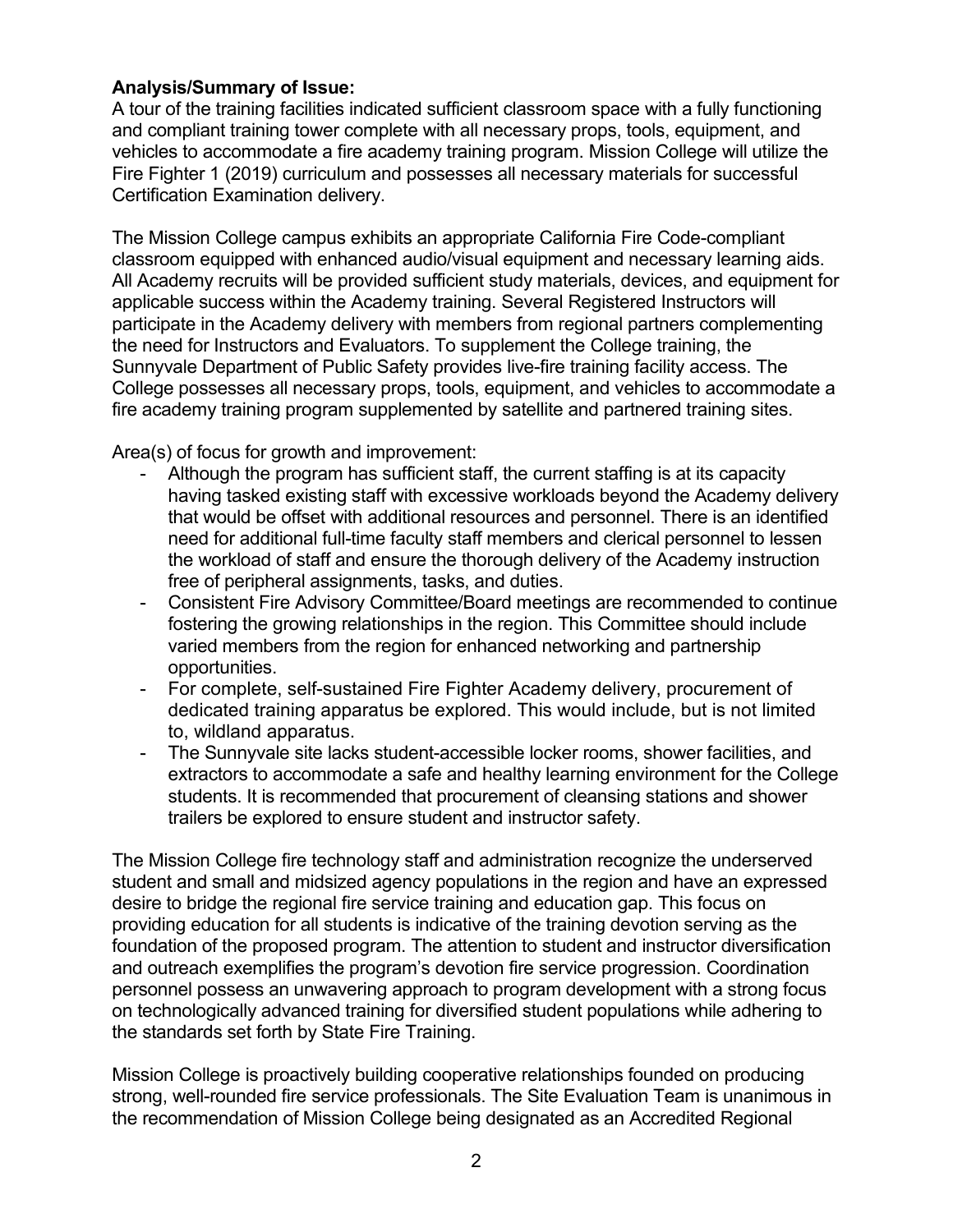**Analysis/Summary of Issue:**
A tour of the training facilities indicated sufficient classroom space with a fully functioning and compliant training tower complete with all necessary props, tools, equipment, and vehicles to accommodate a fire academy training program. Mission College will utilize the Fire Fighter 1 (2019) curriculum and possesses all necessary materials for successful Certification Examination delivery.

The Mission College campus exhibits an appropriate California Fire Code-compliant classroom equipped with enhanced audio/visual equipment and necessary learning aids. All Academy recruits will be provided sufficient study materials, devices, and equipment for applicable success within the Academy training. Several Registered Instructors will participate in the Academy delivery with members from regional partners complementing the need for Instructors and Evaluators. To supplement the College training, the Sunnyvale Department of Public Safety provides live-fire training facility access. The College possesses all necessary props, tools, equipment, and vehicles to accommodate a fire academy training program supplemented by satellite and partnered training sites.

Area(s) of focus for growth and improvement:

- Although the program has sufficient staff, the current staffing is at its capacity having tasked existing staff with excessive workloads beyond the Academy delivery that would be offset with additional resources and personnel. There is an identified need for additional full-time faculty staff members and clerical personnel to lessen the workload of staff and ensure the thorough delivery of the Academy instruction free of peripheral assignments, tasks, and duties.
- Consistent Fire Advisory Committee/Board meetings are recommended to continue fostering the growing relationships in the region. This Committee should include varied members from the region for enhanced networking and partnership opportunities.
- For complete, self-sustained Fire Fighter Academy delivery, procurement of dedicated training apparatus be explored. This would include, but is not limited to, wildland apparatus.
- The Sunnyvale site lacks student-accessible locker rooms, shower facilities, and extractors to accommodate a safe and healthy learning environment for the College students. It is recommended that procurement of cleansing stations and shower trailers be explored to ensure student and instructor safety.

The Mission College fire technology staff and administration recognize the underserved student and small and midsized agency populations in the region and have an expressed desire to bridge the regional fire service training and education gap. This focus on providing education for all students is indicative of the training devotion serving as the foundation of the proposed program. The attention to student and instructor diversification and outreach exemplifies the program's devotion fire service progression. Coordination personnel possess an unwavering approach to program development with a strong focus on technologically advanced training for diversified student populations while adhering to the standards set forth by State Fire Training.

Mission College is proactively building cooperative relationships founded on producing strong, well-rounded fire service professionals. The Site Evaluation Team is unanimous in the recommendation of Mission College being designated as an Accredited Regional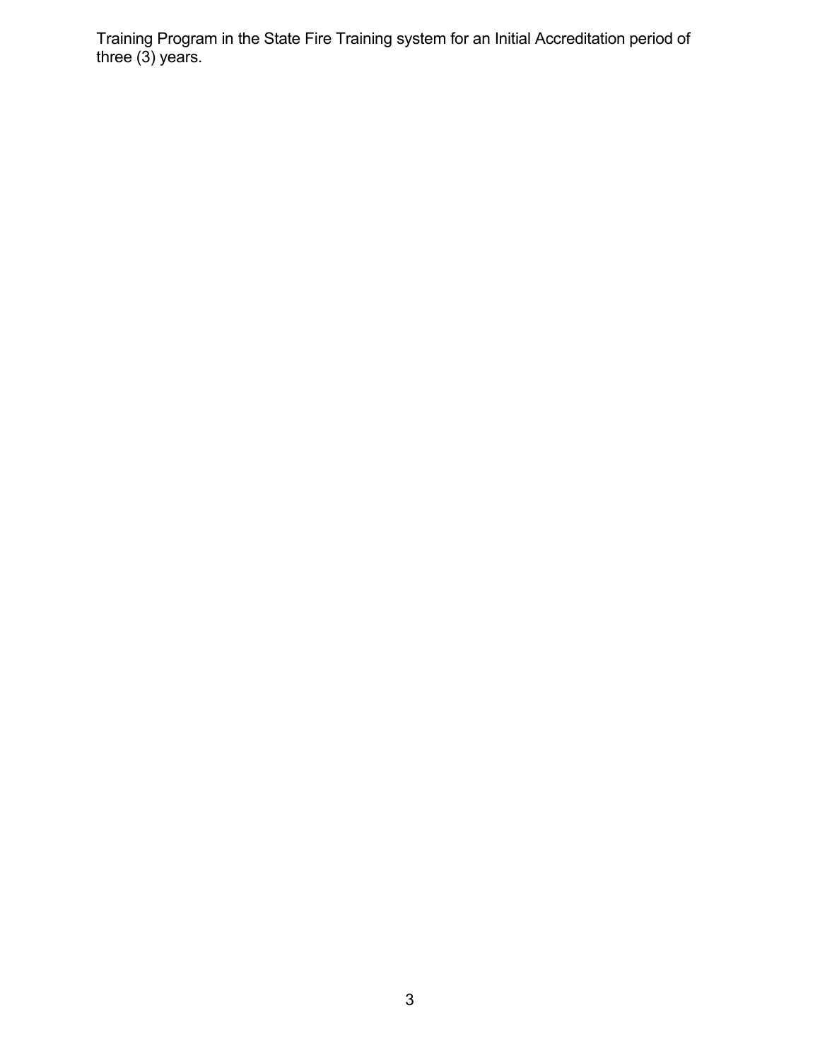Training Program in the State Fire Training system for an Initial Accreditation period of three (3) years.